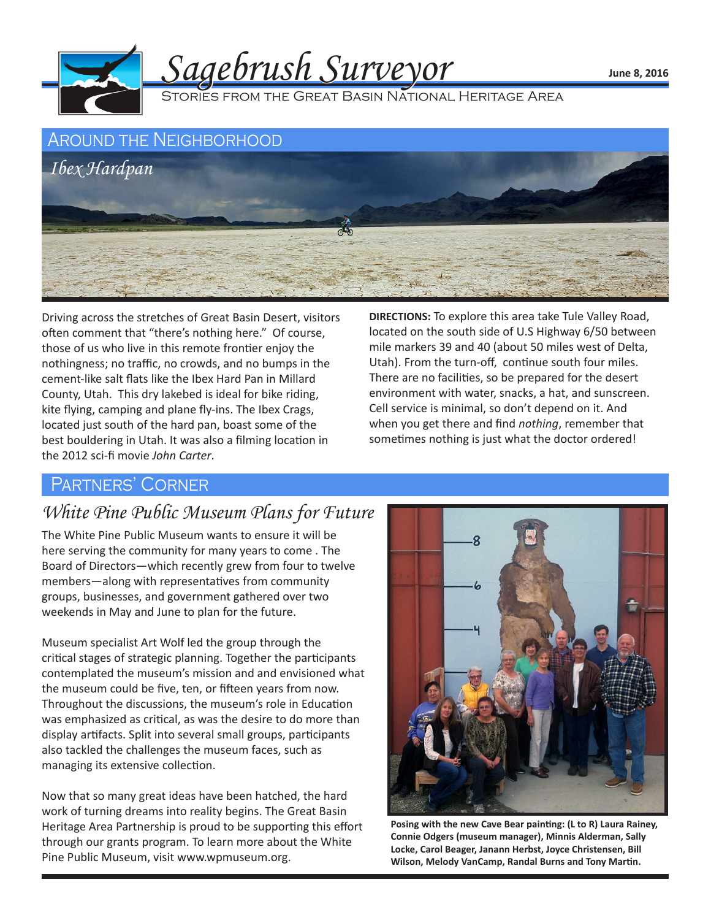# Sagebrush Surveyor

Stories from the Great Basin National Heritage Area

June 8, 2016

## Around the Neighborhood

### *Ibex Hardpan*

Driving across the stretches of Great Basin Desert, visitors often comment that "there's nothing here." Of course, those of us who live in this remote frontier enjoy the nothingness; no traffic, no crowds, and no bumps in the cement-like salt flats like the Ibex Hard Pan in Millard County, Utah. This dry lakebed is ideal for bike riding, kite flying, camping and plane fly-ins. The Ibex Crags, located just south of the hard pan, boast some of the best bouldering in Utah. It was also a filming location in the 2012 sci-fi movie *John Carter*.

**DIRECTIONS:** To explore this area take Tule Valley Road, located on the south side of U.S Highway 6/50 between mile markers 39 and 40 (about 50 miles west of Delta, Utah). From the turn-off, continue south four miles. There are no facilities, so be prepared for the desert environment with water, snacks, a hat, and sunscreen. Cell service is minimal, so don't depend on it. And when you get there and find *nothing*, remember that sometimes nothing is just what the doctor ordered!

## Partners' Corner

### *White Pine Public Museum Plans for Future*

The White Pine Public Museum wants to ensure it will be here serving the community for many years to come . The Board of Directors—which recently grew from four to twelve members—along with representatives from community groups, businesses, and government gathered over two weekends in May and June to plan for the future.

Museum specialist Art Wolf led the group through the critical stages of strategic planning. Together the participants contemplated the museum's mission and and envisioned what the museum could be five, ten, or fifteen years from now. Throughout the discussions, the museum's role in Education was emphasized as critical, as was the desire to do more than display artifacts. Split into several small groups, participants also tackled the challenges the museum faces, such as managing its extensive collection.

Now that so many great ideas have been hatched, the hard work of turning dreams into reality begins. The Great Basin Heritage Area Partnership is proud to be supporting this effort through our grants program. To learn more about the White Pine Public Museum, visit www.wpmuseum.org.

**Posing with the new Cave Bear painting: (L to R) Laura Rainey, Connie Odgers (museum manager), Minnis Alderman, Sally Locke, Carol Beager, Janann Herbst, Joyce Christensen, Bill Wilson, Melody VanCamp, Randal Burns and Tony Martin.**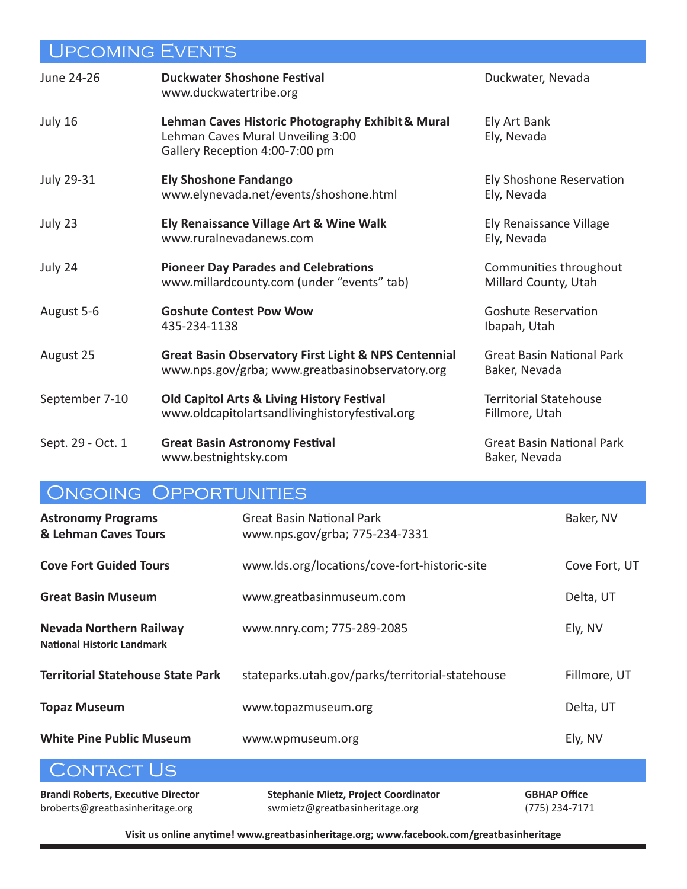## Upcoming Events

| | | |
|---|---|---|
| June 24-26 | **Duckwater Shoshone Festival**<br>www.duckwatertribe.org | Duckwater, Nevada |
| July 16 | **Lehman Caves Historic Photography Exhibit & Mural**<br>Lehman Caves Mural Unveiling 3:00<br>Gallery Reception 4:00-7:00 pm | Ely Art Bank<br>Ely, Nevada |
| July 29-31 | **Ely Shoshone Fandango**<br>www.elynevada.net/events/shoshone.html | Ely Shoshone Reservation<br>Ely, Nevada |
| July 23 | **Ely Renaissance Village Art & Wine Walk**<br>www.ruralnevadanews.com | Ely Renaissance Village<br>Ely, Nevada |
| July 24 | **Pioneer Day Parades and Celebrations**<br>www.millardcounty.com (under "events" tab) | Communities throughout<br>Millard County, Utah |
| August 5-6 | **Goshute Contest Pow Wow**<br>435-234-1138 | Goshute Reservation<br>Ibapah, Utah |
| August 25 | **Great Basin Observatory First Light & NPS Centennial**<br>www.nps.gov/grba; www.greatbasinobservatory.org | Great Basin National Park<br>Baker, Nevada |
| September 7-10 | **Old Capitol Arts & Living History Festival**<br>www.oldcapitolartsandlivinghistoryfestival.org | Territorial Statehouse<br>Fillmore, Utah |
| Sept. 29 - Oct. 1 | **Great Basin Astronomy Festival**<br>www.bestnightsky.com | Great Basin National Park<br>Baker, Nevada |

## Ongoing Opportunities

| | | |
|---|---|---|
| **Astronomy Programs & Lehman Caves Tours** | Great Basin National Park<br>www.nps.gov/grba; 775-234-7331 | Baker, NV |
| **Cove Fort Guided Tours** | www.lds.org/locations/cove-fort-historic-site | Cove Fort, UT |
| **Great Basin Museum** | www.greatbasinmuseum.com | Delta, UT |
| **Nevada Northern Railway**<br>**National Historic Landmark** | www.nnry.com; 775-289-2085 | Ely, NV |
| **Territorial Statehouse State Park** | stateparks.utah.gov/parks/territorial-statehouse | Fillmore, UT |
| **Topaz Museum** | www.topazmuseum.org | Delta, UT |
| **White Pine Public Museum** | www.wpmuseum.org | Ely, NV |

## Contact Us

**Brandi Roberts, Executive Director**
broberts@greatbasinheritage.org

**Stephanie Mietz, Project Coordinator**
swmietz@greatbasinheritage.org

**GBHAP Office**
(775) 234-7171

**Visit us online anytime! www.greatbasinheritage.org; www.facebook.com/greatbasinheritage**